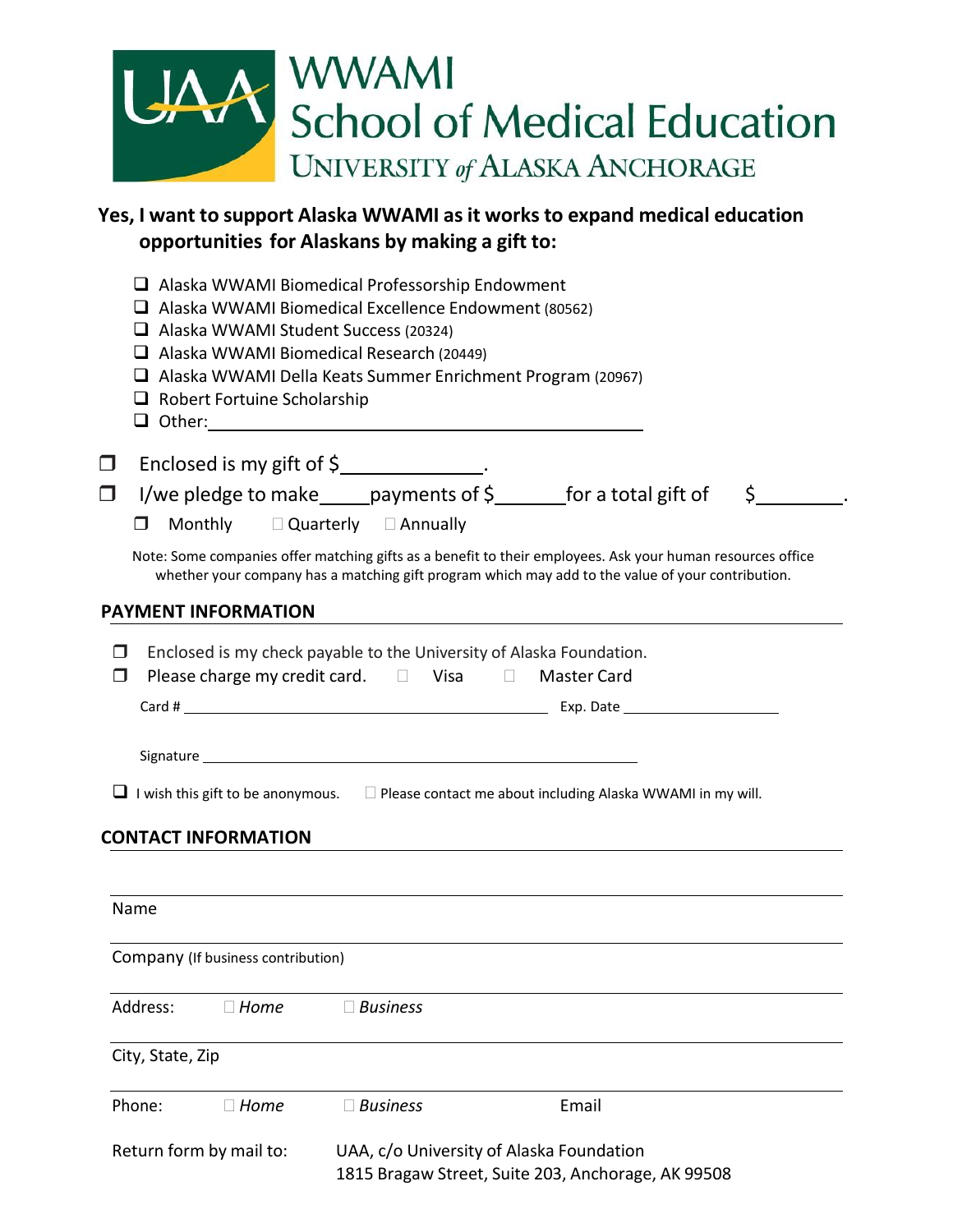# WWAMI School of Medical Education

UNIVERSITY *of* ALASKA ANCHORAGE

**Yes, I want to support Alaska WWAMI as it works to expand medical education opportunities for Alaskans by making a gift to:**

- ☐ Alaska WWAMI Biomedical Professorship Endowment
- ☐ Alaska WWAMI Biomedical Excellence Endowment (80562)
- ☐ Alaska WWAMI Student Success (20324)
- ☐ Alaska WWAMI Biomedical Research (20449)
- ☐ Alaska WWAMI Della Keats Summer Enrichment Program (20967)
- ☐ Robert Fortuine Scholarship
- ☐ Other: ______________________________

☐ Enclosed is my gift of $____________.

☐ I/we pledge to make_____payments of $______for a total gift of $________.

☐ Monthly ☐ Quarterly ☐ Annually

Note: Some companies offer matching gifts as a benefit to their employees. Ask your human resources office whether your company has a matching gift program which may add to the value of your contribution.

## PAYMENT INFORMATION

☐ Enclosed is my check payable to the University of Alaska Foundation.

☐ Please charge my credit card. ☐ Visa ☐ Master Card

Card # ______________________________ Exp. Date ______________

Signature ______________________________

☐ I wish this gift to be anonymous. ☐ Please contact me about including Alaska WWAMI in my will.

## CONTACT INFORMATION

Name ______________________________

Company (If business contribution) ______________________________

Address: ☐ *Home* ☐ *Business* ______________________________

City, State, Zip ______________________________

Phone: ☐ *Home* ☐ *Business* ______________ Email ______________

Return form by mail to: UAA, c/o University of Alaska Foundation
1815 Bragaw Street, Suite 203, Anchorage, AK 99508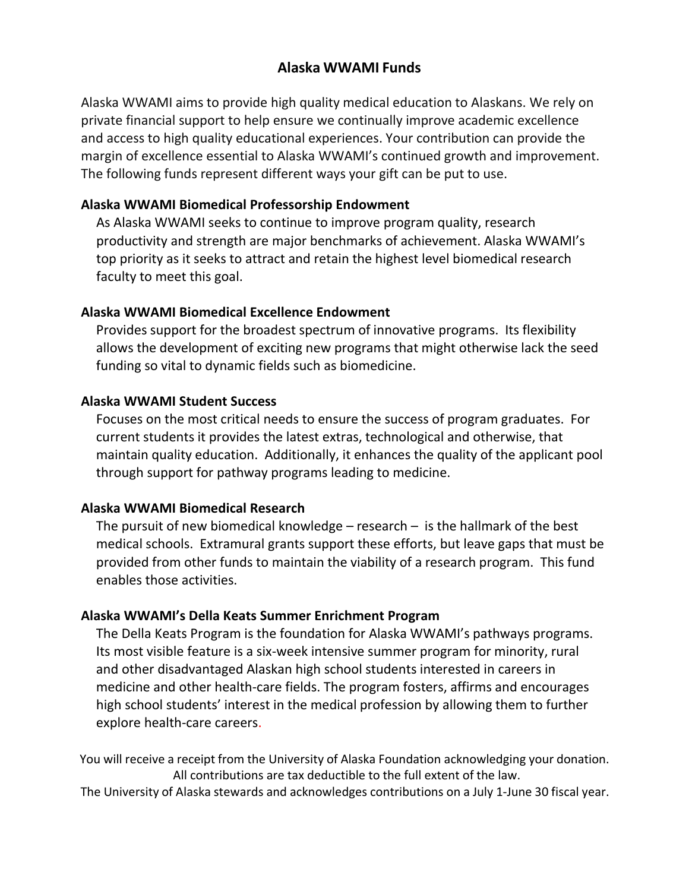# Alaska WWAMI Funds

Alaska WWAMI aims to provide high quality medical education to Alaskans. We rely on private financial support to help ensure we continually improve academic excellence and access to high quality educational experiences. Your contribution can provide the margin of excellence essential to Alaska WWAMI's continued growth and improvement. The following funds represent different ways your gift can be put to use.

**Alaska WWAMI Biomedical Professorship Endowment**

As Alaska WWAMI seeks to continue to improve program quality, research productivity and strength are major benchmarks of achievement. Alaska WWAMI's top priority as it seeks to attract and retain the highest level biomedical research faculty to meet this goal.

**Alaska WWAMI Biomedical Excellence Endowment**

Provides support for the broadest spectrum of innovative programs. Its flexibility allows the development of exciting new programs that might otherwise lack the seed funding so vital to dynamic fields such as biomedicine.

**Alaska WWAMI Student Success**

Focuses on the most critical needs to ensure the success of program graduates. For current students it provides the latest extras, technological and otherwise, that maintain quality education. Additionally, it enhances the quality of the applicant pool through support for pathway programs leading to medicine.

**Alaska WWAMI Biomedical Research**

The pursuit of new biomedical knowledge – research – is the hallmark of the best medical schools. Extramural grants support these efforts, but leave gaps that must be provided from other funds to maintain the viability of a research program. This fund enables those activities.

**Alaska WWAMI's Della Keats Summer Enrichment Program**

The Della Keats Program is the foundation for Alaska WWAMI's pathways programs. Its most visible feature is a six-week intensive summer program for minority, rural and other disadvantaged Alaskan high school students interested in careers in medicine and other health-care fields. The program fosters, affirms and encourages high school students' interest in the medical profession by allowing them to further explore health-care careers.

You will receive a receipt from the University of Alaska Foundation acknowledging your donation.
All contributions are tax deductible to the full extent of the law.
The University of Alaska stewards and acknowledges contributions on a July 1-June 30 fiscal year.